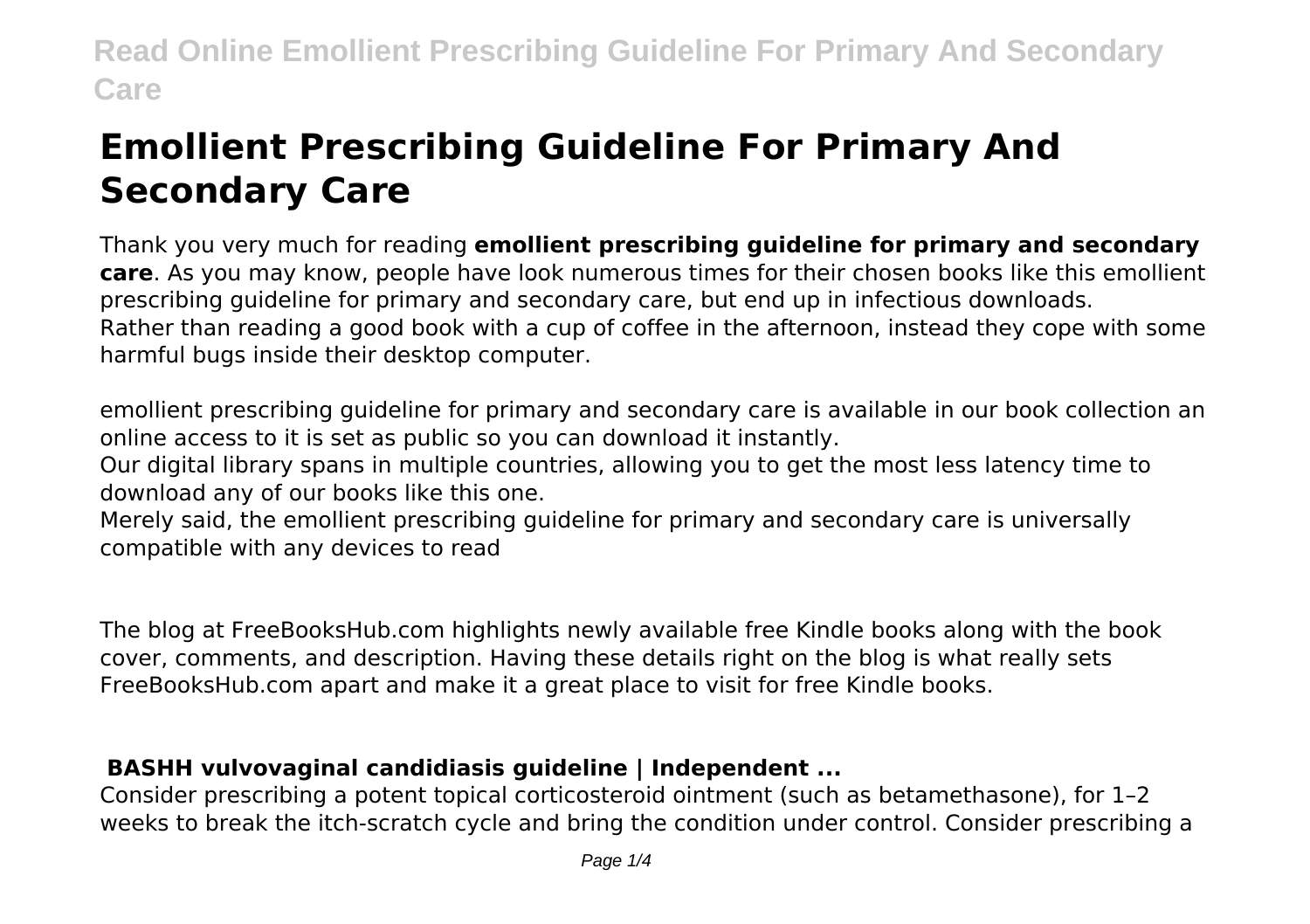# Emollient Prescribing Guideline For Primary And Secondary Care

Thank you very much for reading **emollient prescribing guideline for primary and secondary care**. As you may know, people have look numerous times for their chosen books like this emollient prescribing guideline for primary and secondary care, but end up in infectious downloads.
Rather than reading a good book with a cup of coffee in the afternoon, instead they cope with some harmful bugs inside their desktop computer.

emollient prescribing guideline for primary and secondary care is available in our book collection an online access to it is set as public so you can download it instantly.
Our digital library spans in multiple countries, allowing you to get the most less latency time to download any of our books like this one.
Merely said, the emollient prescribing guideline for primary and secondary care is universally compatible with any devices to read

The blog at FreeBooksHub.com highlights newly available free Kindle books along with the book cover, comments, and description. Having these details right on the blog is what really sets FreeBooksHub.com apart and make it a great place to visit for free Kindle books.

## BASHH vulvovaginal candidiasis guideline | Independent ...

Consider prescribing a potent topical corticosteroid ointment (such as betamethasone), for 1–2 weeks to break the itch-scratch cycle and bring the condition under control. Consider prescribing a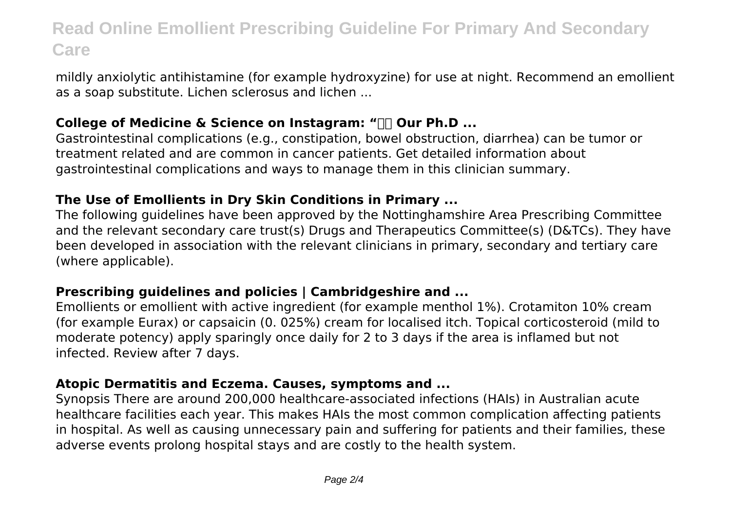mildly anxiolytic antihistamine (for example hydroxyzine) for use at night. Recommend an emollient as a soap substitute. Lichen sclerosus and lichen ...

### College of Medicine & Science on Instagram: "   Our Ph.D ...

Gastrointestinal complications (e.g., constipation, bowel obstruction, diarrhea) can be tumor or treatment related and are common in cancer patients. Get detailed information about gastrointestinal complications and ways to manage them in this clinician summary.

### The Use of Emollients in Dry Skin Conditions in Primary ...

The following guidelines have been approved by the Nottinghamshire Area Prescribing Committee and the relevant secondary care trust(s) Drugs and Therapeutics Committee(s) (D&TCs). They have been developed in association with the relevant clinicians in primary, secondary and tertiary care (where applicable).

### Prescribing guidelines and policies | Cambridgeshire and ...

Emollients or emollient with active ingredient (for example menthol 1%). Crotamiton 10% cream (for example Eurax) or capsaicin (0. 025%) cream for localised itch. Topical corticosteroid (mild to moderate potency) apply sparingly once daily for 2 to 3 days if the area is inflamed but not infected. Review after 7 days.

### Atopic Dermatitis and Eczema. Causes, symptoms and ...

Synopsis There are around 200,000 healthcare-associated infections (HAIs) in Australian acute healthcare facilities each year. This makes HAIs the most common complication affecting patients in hospital. As well as causing unnecessary pain and suffering for patients and their families, these adverse events prolong hospital stays and are costly to the health system.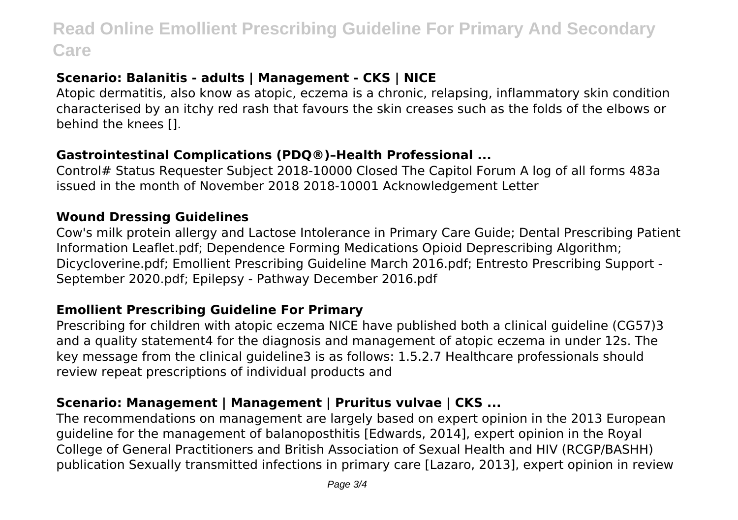### Scenario: Balanitis - adults | Management - CKS | NICE

Atopic dermatitis, also know as atopic, eczema is a chronic, relapsing, inflammatory skin condition characterised by an itchy red rash that favours the skin creases such as the folds of the elbows or behind the knees [].

### Gastrointestinal Complications (PDQ®)–Health Professional ...

Control# Status Requester Subject 2018-10000 Closed The Capitol Forum A log of all forms 483a issued in the month of November 2018 2018-10001 Acknowledgement Letter

### Wound Dressing Guidelines

Cow's milk protein allergy and Lactose Intolerance in Primary Care Guide; Dental Prescribing Patient Information Leaflet.pdf; Dependence Forming Medications Opioid Deprescribing Algorithm; Dicycloverine.pdf; Emollient Prescribing Guideline March 2016.pdf; Entresto Prescribing Support - September 2020.pdf; Epilepsy - Pathway December 2016.pdf

### Emollient Prescribing Guideline For Primary

Prescribing for children with atopic eczema NICE have published both a clinical guideline (CG57)3 and a quality statement4 for the diagnosis and management of atopic eczema in under 12s. The key message from the clinical guideline3 is as follows: 1.5.2.7 Healthcare professionals should review repeat prescriptions of individual products and

### Scenario: Management | Management | Pruritus vulvae | CKS ...

The recommendations on management are largely based on expert opinion in the 2013 European guideline for the management of balanoposthitis [Edwards, 2014], expert opinion in the Royal College of General Practitioners and British Association of Sexual Health and HIV (RCGP/BASHH) publication Sexually transmitted infections in primary care [Lazaro, 2013], expert opinion in review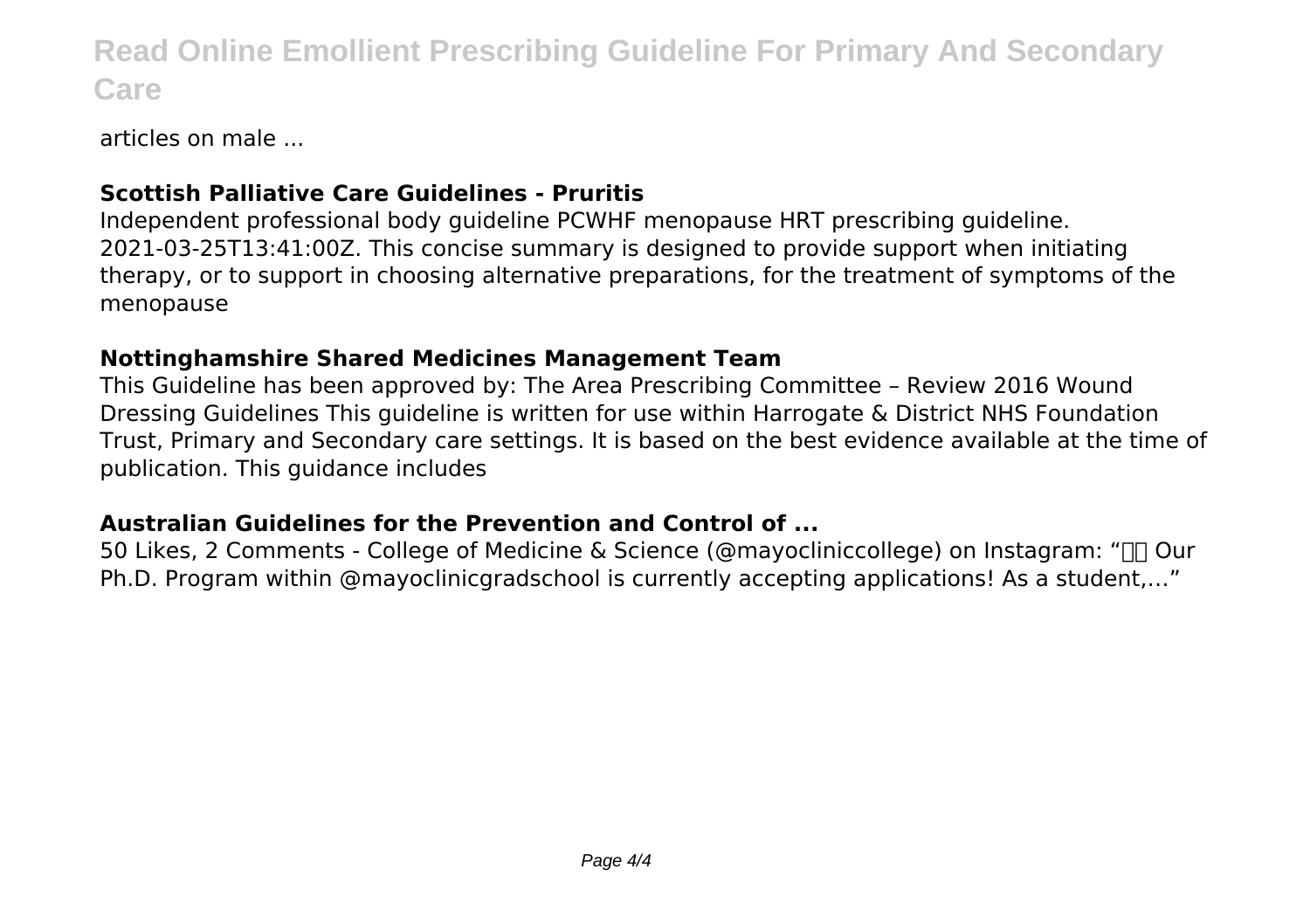articles on male ...

### Scottish Palliative Care Guidelines - Pruritis

Independent professional body guideline PCWHF menopause HRT prescribing guideline. 2021-03-25T13:41:00Z. This concise summary is designed to provide support when initiating therapy, or to support in choosing alternative preparations, for the treatment of symptoms of the menopause

### Nottinghamshire Shared Medicines Management Team

This Guideline has been approved by: The Area Prescribing Committee – Review 2016 Wound Dressing Guidelines This guideline is written for use within Harrogate & District NHS Foundation Trust, Primary and Secondary care settings. It is based on the best evidence available at the time of publication. This guidance includes

### Australian Guidelines for the Prevention and Control of ...

50 Likes, 2 Comments - College of Medicine & Science (@mayocliniccollege) on Instagram: "Our Ph.D. Program within @mayoclinicgradschool is currently accepting applications! As a student,…"